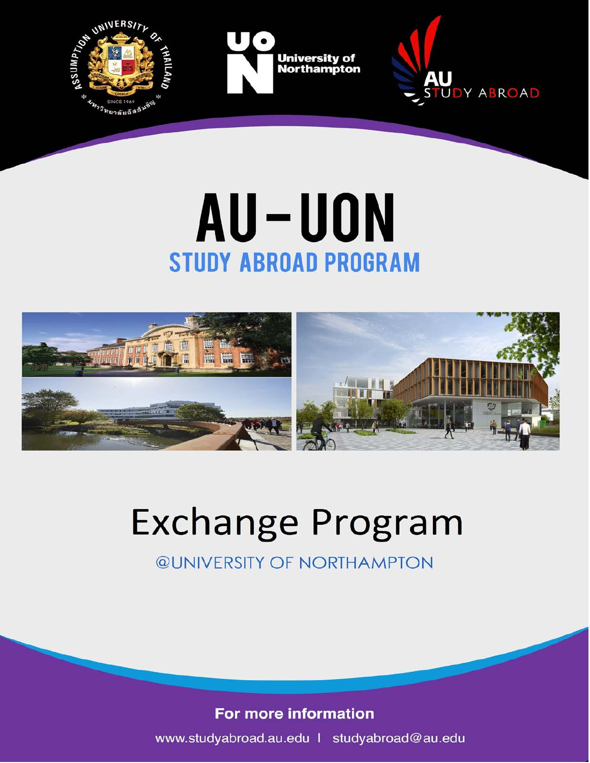# AU-UON

## STUDY ABROAD PROGRAM

# Exchange Program

@UNIVERSITY OF NORTHAMPTON

**For more information**

www.studyabroad.au.edu | studyabroad@au.edu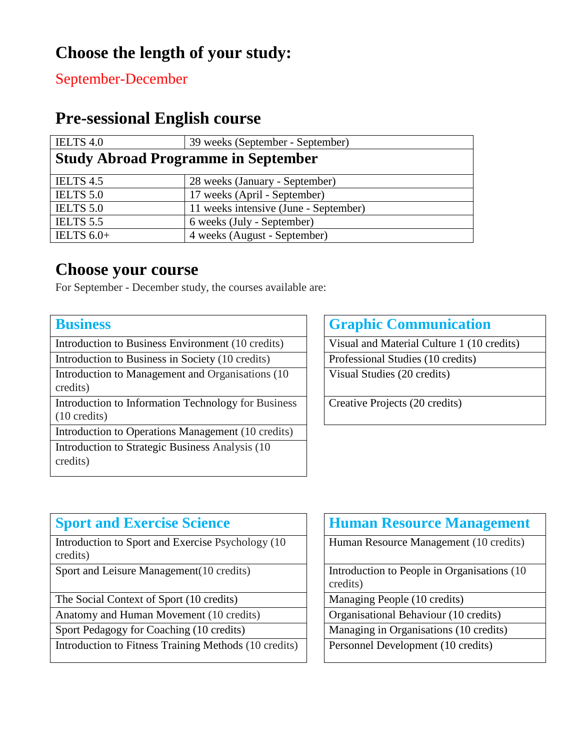## Choose the length of your study:

September-December

## Pre-sessional English course

| IELTS 4.0 | 39 weeks (September - September) |
|---|---|
| **Study Abroad Programme in September** | |
| IELTS 4.5 | 28 weeks (January - September) |
| IELTS 5.0 | 17 weeks (April - September) |
| IELTS 5.0 | 11 weeks intensive (June - September) |
| IELTS 5.5 | 6 weeks (July - September) |
| IELTS 6.0+ | 4 weeks (August - September) |

## Choose your course

For September - December study, the courses available are:

| Business |
|---|
| Introduction to Business Environment (10 credits) |
| Introduction to Business in Society (10 credits) |
| Introduction to Management and Organisations (10 credits) |
| Introduction to Information Technology for Business (10 credits) |
| Introduction to Operations Management (10 credits) |
| Introduction to Strategic Business Analysis (10 credits) |

| Graphic Communication |
|---|
| Visual and Material Culture 1 (10 credits) |
| Professional Studies (10 credits) |
| Visual Studies (20 credits) |
| Creative Projects (20 credits) |

| Sport and Exercise Science |
|---|
| Introduction to Sport and Exercise Psychology (10 credits) |
| Sport and Leisure Management(10 credits) |
| The Social Context of Sport (10 credits) |
| Anatomy and Human Movement (10 credits) |
| Sport Pedagogy for Coaching (10 credits) |
| Introduction to Fitness Training Methods (10 credits) |

| Human Resource Management |
|---|
| Human Resource Management (10 credits) |
| Introduction to People in Organisations (10 credits) |
| Managing People (10 credits) |
| Organisational Behaviour (10 credits) |
| Managing in Organisations (10 credits) |
| Personnel Development (10 credits) |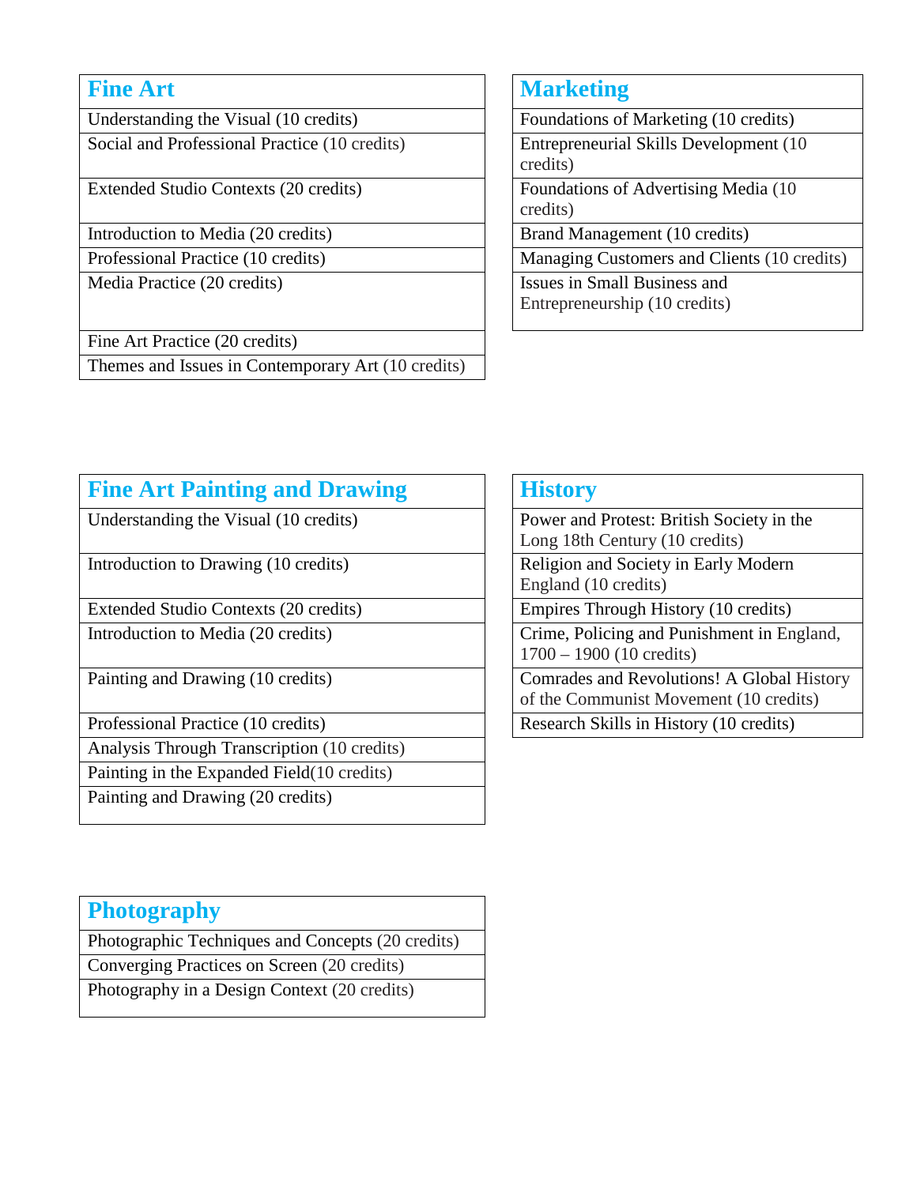| Fine Art |
|---|
| Understanding the Visual (10 credits) |
| Social and Professional Practice (10 credits) |
| Extended Studio Contexts (20 credits) |
| Introduction to Media (20 credits) |
| Professional Practice (10 credits) |
| Media Practice (20 credits) |
| Fine Art Practice (20 credits) |
| Themes and Issues in Contemporary Art (10 credits) |

| Marketing |
|---|
| Foundations of Marketing (10 credits) |
| Entrepreneurial Skills Development (10 credits) |
| Foundations of Advertising Media (10 credits) |
| Brand Management (10 credits) |
| Managing Customers and Clients (10 credits) |
| Issues in Small Business and Entrepreneurship (10 credits) |

| Fine Art Painting and Drawing |
|---|
| Understanding the Visual (10 credits) |
| Introduction to Drawing (10 credits) |
| Extended Studio Contexts (20 credits) |
| Introduction to Media (20 credits) |
| Painting and Drawing (10 credits) |
| Professional Practice (10 credits) |
| Analysis Through Transcription (10 credits) |
| Painting in the Expanded Field(10 credits) |
| Painting and Drawing (20 credits) |

| History |
|---|
| Power and Protest: British Society in the Long 18th Century (10 credits) |
| Religion and Society in Early Modern England (10 credits) |
| Empires Through History (10 credits) |
| Crime, Policing and Punishment in England, 1700 – 1900 (10 credits) |
| Comrades and Revolutions! A Global History of the Communist Movement (10 credits) |
| Research Skills in History (10 credits) |

| Photography |
|---|
| Photographic Techniques and Concepts (20 credits) |
| Converging Practices on Screen (20 credits) |
| Photography in a Design Context (20 credits) |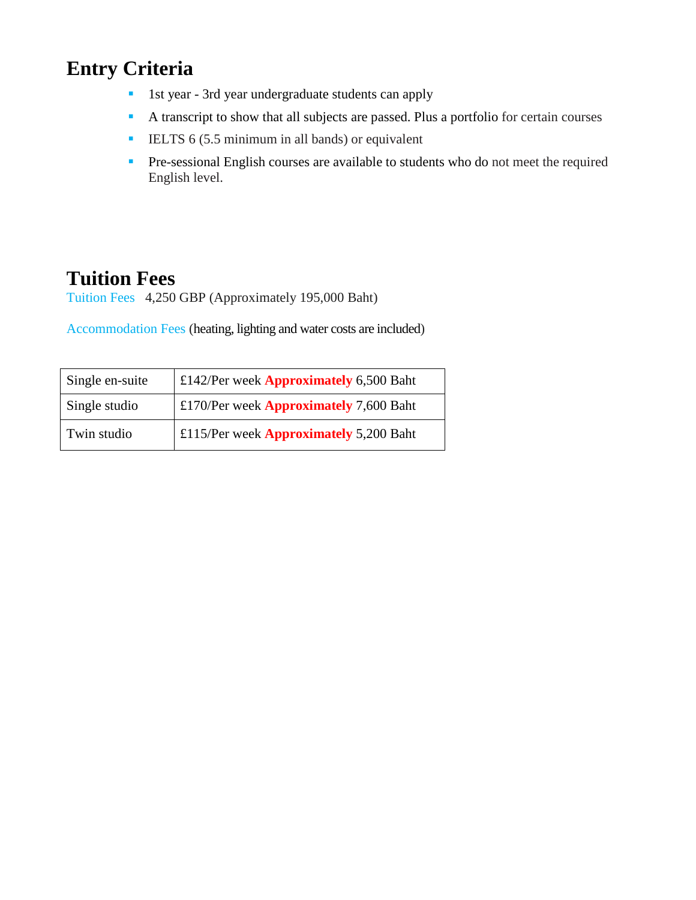## Entry Criteria

- 1st year - 3rd year undergraduate students can apply
- A transcript to show that all subjects are passed. Plus a portfolio for certain courses
- IELTS 6 (5.5 minimum in all bands) or equivalent
- Pre-sessional English courses are available to students who do not meet the required English level.

## Tuition Fees

Tuition Fees 4,250 GBP (Approximately 195,000 Baht)

Accommodation Fees (heating, lighting and water costs are included)

| | |
|---|---|
| Single en-suite | £142/Per week **Approximately** 6,500 Baht |
| Single studio | £170/Per week **Approximately** 7,600 Baht |
| Twin studio | £115/Per week **Approximately** 5,200 Baht |